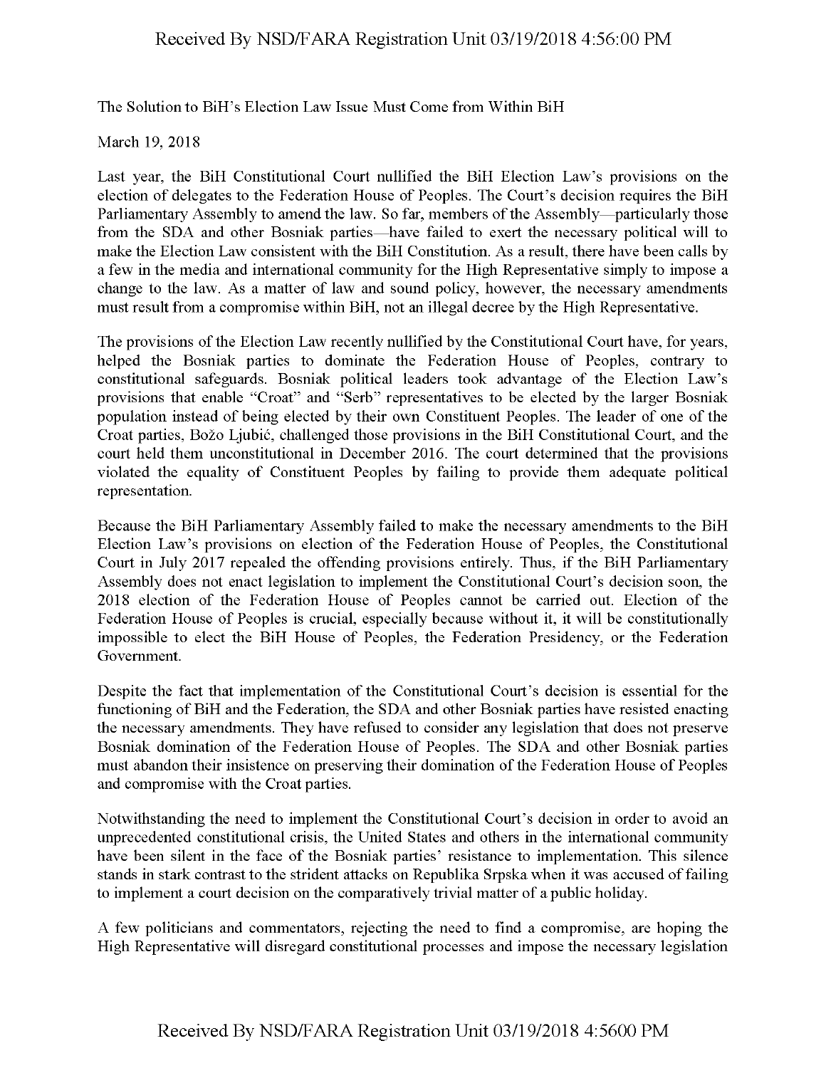The Solution to BiH's Election Law Issue Must Come from Within BiH

March 19, 2018

Last year, the BiH Constitutional Court nullified the BiH Election Law's provisions on the election of delegates to the Federation House of Peoples. The Court's decision requires the BiH Parliamentary Assembly to amend the law. So far, members of the Assembly—particularly those from the SDA and other Bosniak parties—have failed to exert the necessary political will to make the Election Law consistent with the BiH Constitution. As a result, there have been calls by a few in the media and international community for the High Representative simply to impose a change to the law. As a matter of law and sound policy, however, the necessary amendments must result from a compromise within BiH, not an illegal decree by the High Representative.

The provisions of the Election Law recently nullified by the Constitutional Court have, for years, helped the Bosniak parties to dominate the Federation House of Peoples, contrary to constitutional safeguards. Bosniak political leaders took advantage of the Election Law's provisions that enable "Croat" and "Serb" representatives to be elected by the larger Bosniak population instead of being elected by their own Constituent Peoples. The leader of one of the Croat parties, Božo Ljubić, challenged those provisions in the BiH Constitutional Court, and the court held them unconstitutional in December 2016. The court determined that the provisions violated the equality of Constituent Peoples by failing to provide them adequate political representation.

Because the BiH Parliamentary Assembly failed to make the necessary amendments to the BiH Election Law's provisions on election of the Federation House of Peoples, the Constitutional Court in July 2017 repealed the offending provisions entirely. Thus, if the BiH Parliamentary Assembly does not enact legislation to implement the Constitutional Court's decision soon, the 2018 election of the Federation House of Peoples cannot be carried out. Election of the Federation House of Peoples is crucial, especially because without it, it will be constitutionally impossible to elect the BiH House of Peoples, the Federation Presidency, or the Federation Government.

Despite the fact that implementation of the Constitutional Court's decision is essential for the functioning of BiH and the Federation, the SDA and other Bosniak parties have resisted enacting the necessary amendments. They have refused to consider any legislation that does not preserve Bosniak domination of the Federation House of Peoples. The SDA and other Bosniak parties must abandon their insistence on preserving their domination of the Federation House of Peoples and compromise with the Croat parties.

Notwithstanding the need to implement the Constitutional Court's decision in order to avoid an unprecedented constitutional crisis, the United States and others in the international community have been silent in the face of the Bosniak parties' resistance to implementation. This silence stands in stark contrast to the strident attacks on Republika Srpska when it was accused of failing to implement a court decision on the comparatively trivial matter of a public holiday.

A few politicians and commentators, rejecting the need to find a compromise, are hoping the High Representative will disregard constitutional processes and impose the necessary legislation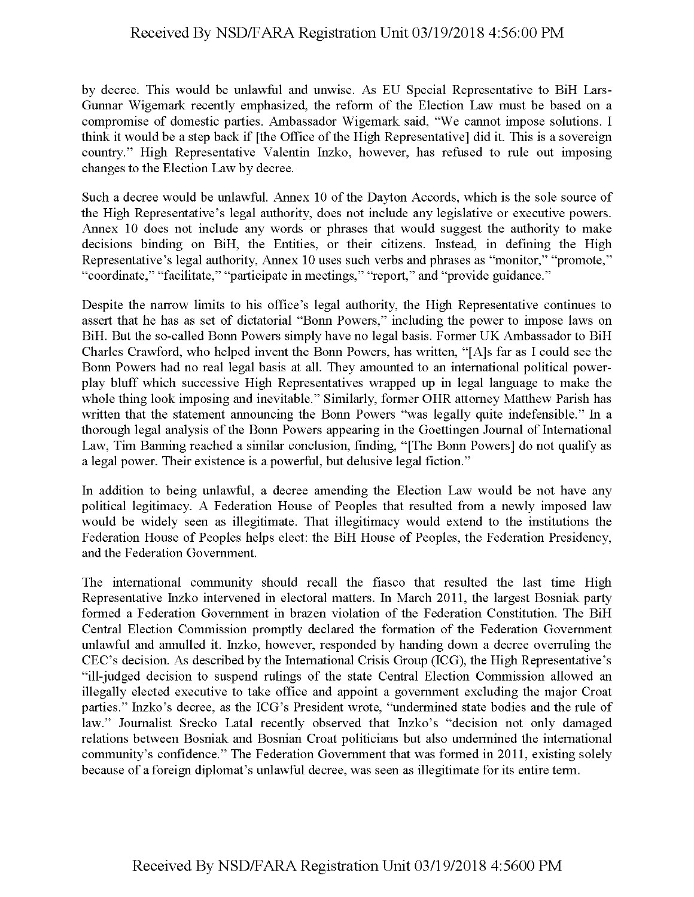by decree. This would be unlawful and unwise. As EU Special Representative to BiH Lars-Gunnar Wigemark recently emphasized, the reform of the Election Law must be based on a compromise of domestic parties. Ambassador Wigemark said, "We cannot impose solutions. I think it would be a step back if [the Office of the High Representative] did it. This is a sovereign country." High Representative Valentin Inzko, however, has refused to rule out imposing changes to the Election Law by decree.

Such a decree would be unlawful. Annex 10 of the Dayton Accords, which is the sole source of the High Representative's legal authority, does not include any legislative or executive powers. Annex 10 does not include any words or phrases that would suggest the authority to make decisions binding on BiH, the Entities, or their citizens. Instead, in defining the High Representative's legal authority, Annex 10 uses such verbs and phrases as "monitor," "promote," "coordinate," "facilitate," "participate in meetings," "report," and "provide guidance."

Despite the narrow limits to his office's legal authority, the High Representative continues to assert that he has as set of dictatorial "Bonn Powers," including the power to impose laws on BiH. But the so-called Bonn Powers simply have no legal basis. Former UK Ambassador to BiH Charles Crawford, who helped invent the Bonn Powers, has written, "[A]s far as I could see the Bonn Powers had no real legal basis at all. They amounted to an international political power-play bluff which successive High Representatives wrapped up in legal language to make the whole thing look imposing and inevitable." Similarly, former OHR attorney Matthew Parish has written that the statement announcing the Bonn Powers "was legally quite indefensible." In a thorough legal analysis of the Bonn Powers appearing in the Goettingen Journal of International Law, Tim Banning reached a similar conclusion, finding, "[The Bonn Powers] do not qualify as a legal power. Their existence is a powerful, but delusive legal fiction."

In addition to being unlawful, a decree amending the Election Law would be not have any political legitimacy. A Federation House of Peoples that resulted from a newly imposed law would be widely seen as illegitimate. That illegitimacy would extend to the institutions the Federation House of Peoples helps elect: the BiH House of Peoples, the Federation Presidency, and the Federation Government.

The international community should recall the fiasco that resulted the last time High Representative Inzko intervened in electoral matters. In March 2011, the largest Bosniak party formed a Federation Government in brazen violation of the Federation Constitution. The BiH Central Election Commission promptly declared the formation of the Federation Government unlawful and annulled it. Inzko, however, responded by handing down a decree overruling the CEC's decision. As described by the International Crisis Group (ICG), the High Representative's "ill-judged decision to suspend rulings of the state Central Election Commission allowed an illegally elected executive to take office and appoint a government excluding the major Croat parties." Inzko's decree, as the ICG's President wrote, "undermined state bodies and the rule of law." Journalist Srecko Latal recently observed that Inzko's "decision not only damaged relations between Bosniak and Bosnian Croat politicians but also undermined the international community's confidence." The Federation Government that was formed in 2011, existing solely because of a foreign diplomat's unlawful decree, was seen as illegitimate for its entire term.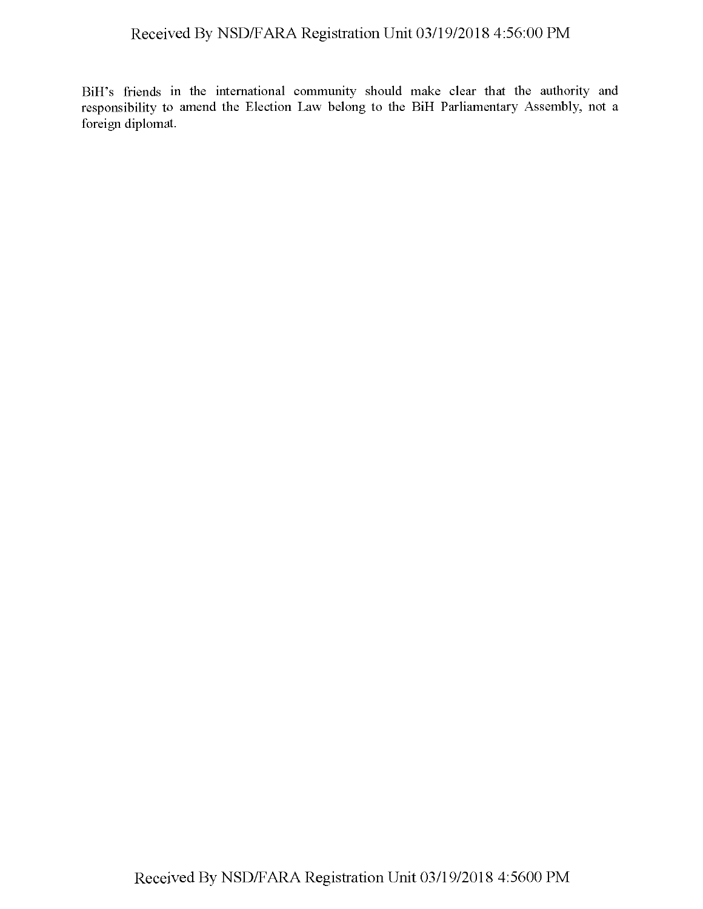BiH's friends in the international community should make clear that the authority and responsibility to amend the Election Law belong to the BiH Parliamentary Assembly, not a foreign diplomat.